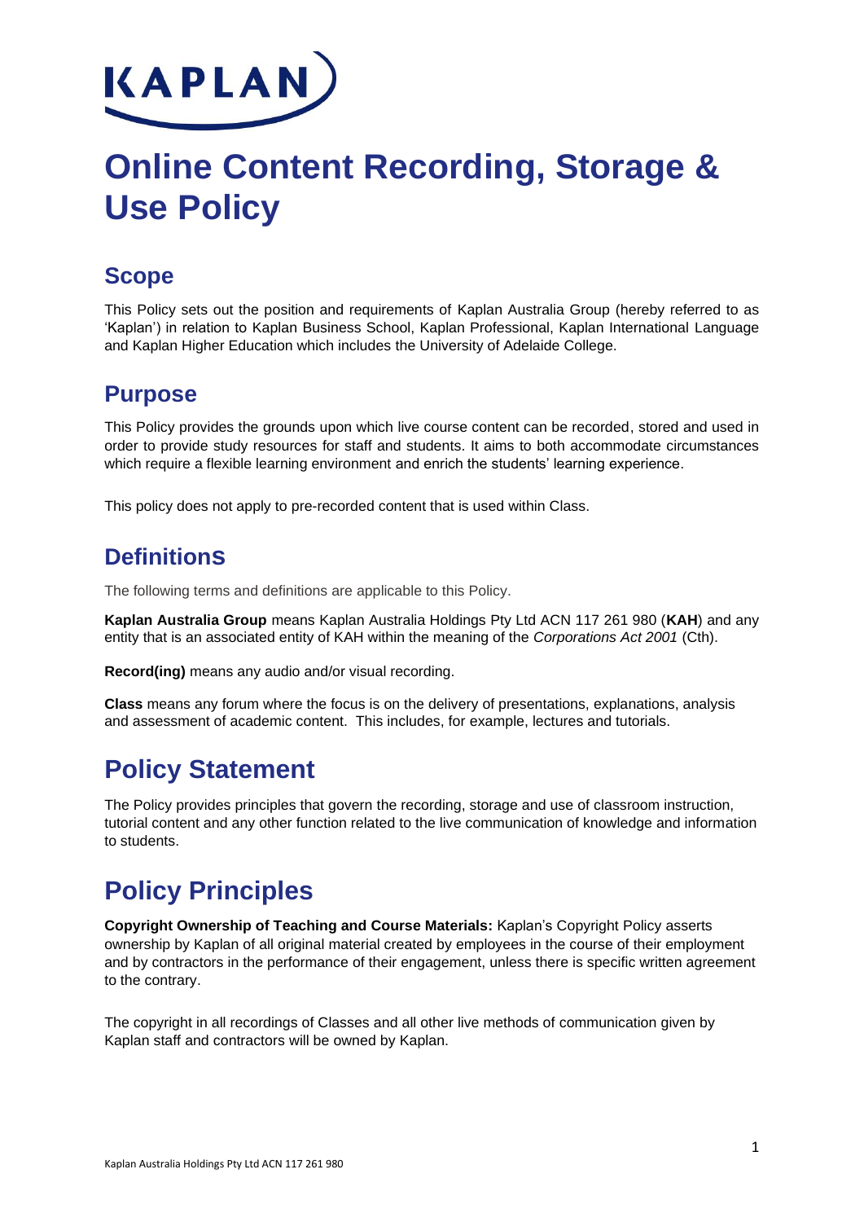# Online Content Recording, Storage & Use Policy

## Scope

This Policy sets out the position and requirements of Kaplan Australia Group (hereby referred to as 'Kaplan') in relation to Kaplan Business School, Kaplan Professional, Kaplan International Language and Kaplan Higher Education which includes the University of Adelaide College.

## Purpose

This Policy provides the grounds upon which live course content can be recorded, stored and used in order to provide study resources for staff and students. It aims to both accommodate circumstances which require a flexible learning environment and enrich the students' learning experience.

This policy does not apply to pre-recorded content that is used within Class.

## Definitions

The following terms and definitions are applicable to this Policy.

**Kaplan Australia Group** means Kaplan Australia Holdings Pty Ltd ACN 117 261 980 (**KAH**) and any entity that is an associated entity of KAH within the meaning of the *Corporations Act 2001* (Cth).

**Record(ing)** means any audio and/or visual recording.

**Class** means any forum where the focus is on the delivery of presentations, explanations, analysis and assessment of academic content. This includes, for example, lectures and tutorials.

# Policy Statement

The Policy provides principles that govern the recording, storage and use of classroom instruction, tutorial content and any other function related to the live communication of knowledge and information to students.

# Policy Principles

**Copyright Ownership of Teaching and Course Materials:** Kaplan's Copyright Policy asserts ownership by Kaplan of all original material created by employees in the course of their employment and by contractors in the performance of their engagement, unless there is specific written agreement to the contrary.

The copyright in all recordings of Classes and all other live methods of communication given by Kaplan staff and contractors will be owned by Kaplan.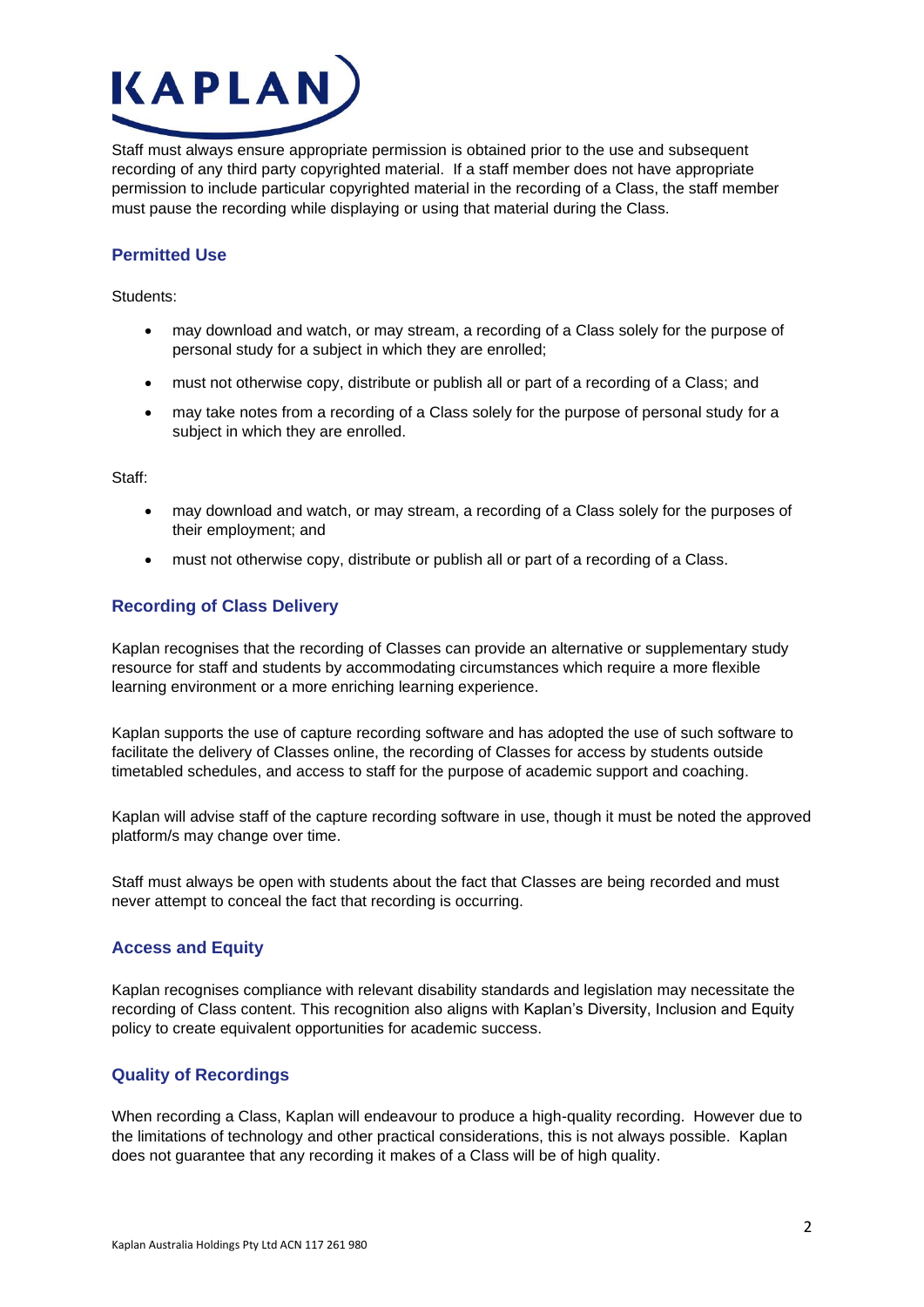Staff must always ensure appropriate permission is obtained prior to the use and subsequent recording of any third party copyrighted material. If a staff member does not have appropriate permission to include particular copyrighted material in the recording of a Class, the staff member must pause the recording while displaying or using that material during the Class.

## Permitted Use

Students:

- may download and watch, or may stream, a recording of a Class solely for the purpose of personal study for a subject in which they are enrolled;
- must not otherwise copy, distribute or publish all or part of a recording of a Class; and
- may take notes from a recording of a Class solely for the purpose of personal study for a subject in which they are enrolled.

Staff:

- may download and watch, or may stream, a recording of a Class solely for the purposes of their employment; and
- must not otherwise copy, distribute or publish all or part of a recording of a Class.

## Recording of Class Delivery

Kaplan recognises that the recording of Classes can provide an alternative or supplementary study resource for staff and students by accommodating circumstances which require a more flexible learning environment or a more enriching learning experience.

Kaplan supports the use of capture recording software and has adopted the use of such software to facilitate the delivery of Classes online, the recording of Classes for access by students outside timetabled schedules, and access to staff for the purpose of academic support and coaching.

Kaplan will advise staff of the capture recording software in use, though it must be noted the approved platform/s may change over time.

Staff must always be open with students about the fact that Classes are being recorded and must never attempt to conceal the fact that recording is occurring.

## Access and Equity

Kaplan recognises compliance with relevant disability standards and legislation may necessitate the recording of Class content. This recognition also aligns with Kaplan's Diversity, Inclusion and Equity policy to create equivalent opportunities for academic success.

## Quality of Recordings

When recording a Class, Kaplan will endeavour to produce a high-quality recording. However due to the limitations of technology and other practical considerations, this is not always possible. Kaplan does not guarantee that any recording it makes of a Class will be of high quality.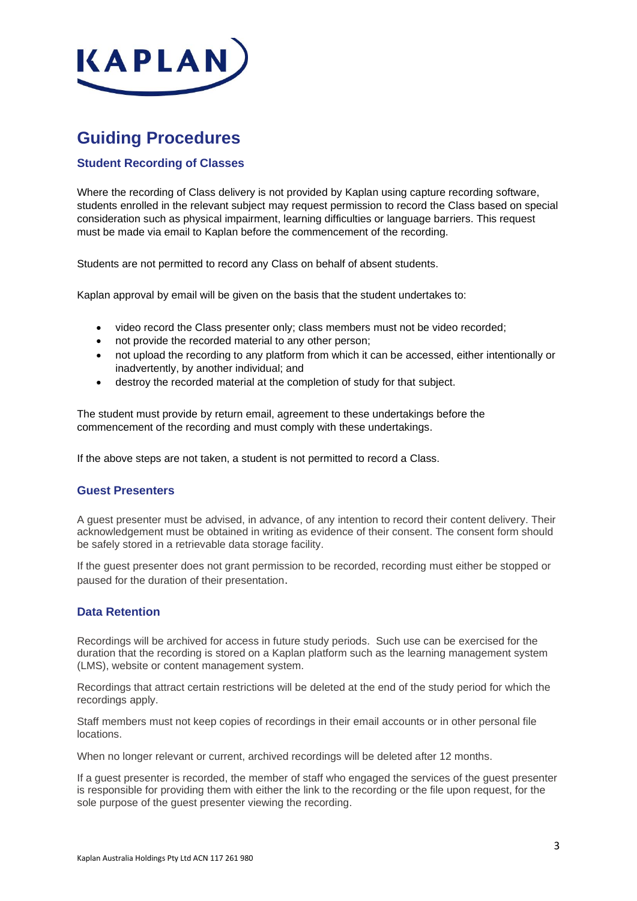# Guiding Procedures

### Student Recording of Classes

Where the recording of Class delivery is not provided by Kaplan using capture recording software, students enrolled in the relevant subject may request permission to record the Class based on special consideration such as physical impairment, learning difficulties or language barriers. This request must be made via email to Kaplan before the commencement of the recording.

Students are not permitted to record any Class on behalf of absent students.

Kaplan approval by email will be given on the basis that the student undertakes to:

- video record the Class presenter only; class members must not be video recorded;
- not provide the recorded material to any other person;
- not upload the recording to any platform from which it can be accessed, either intentionally or inadvertently, by another individual; and
- destroy the recorded material at the completion of study for that subject.

The student must provide by return email, agreement to these undertakings before the commencement of the recording and must comply with these undertakings.

If the above steps are not taken, a student is not permitted to record a Class.

### Guest Presenters

A guest presenter must be advised, in advance, of any intention to record their content delivery. Their acknowledgement must be obtained in writing as evidence of their consent. The consent form should be safely stored in a retrievable data storage facility.

If the guest presenter does not grant permission to be recorded, recording must either be stopped or paused for the duration of their presentation.

### Data Retention

Recordings will be archived for access in future study periods. Such use can be exercised for the duration that the recording is stored on a Kaplan platform such as the learning management system (LMS), website or content management system.

Recordings that attract certain restrictions will be deleted at the end of the study period for which the recordings apply.

Staff members must not keep copies of recordings in their email accounts or in other personal file locations.

When no longer relevant or current, archived recordings will be deleted after 12 months.

If a guest presenter is recorded, the member of staff who engaged the services of the guest presenter is responsible for providing them with either the link to the recording or the file upon request, for the sole purpose of the guest presenter viewing the recording.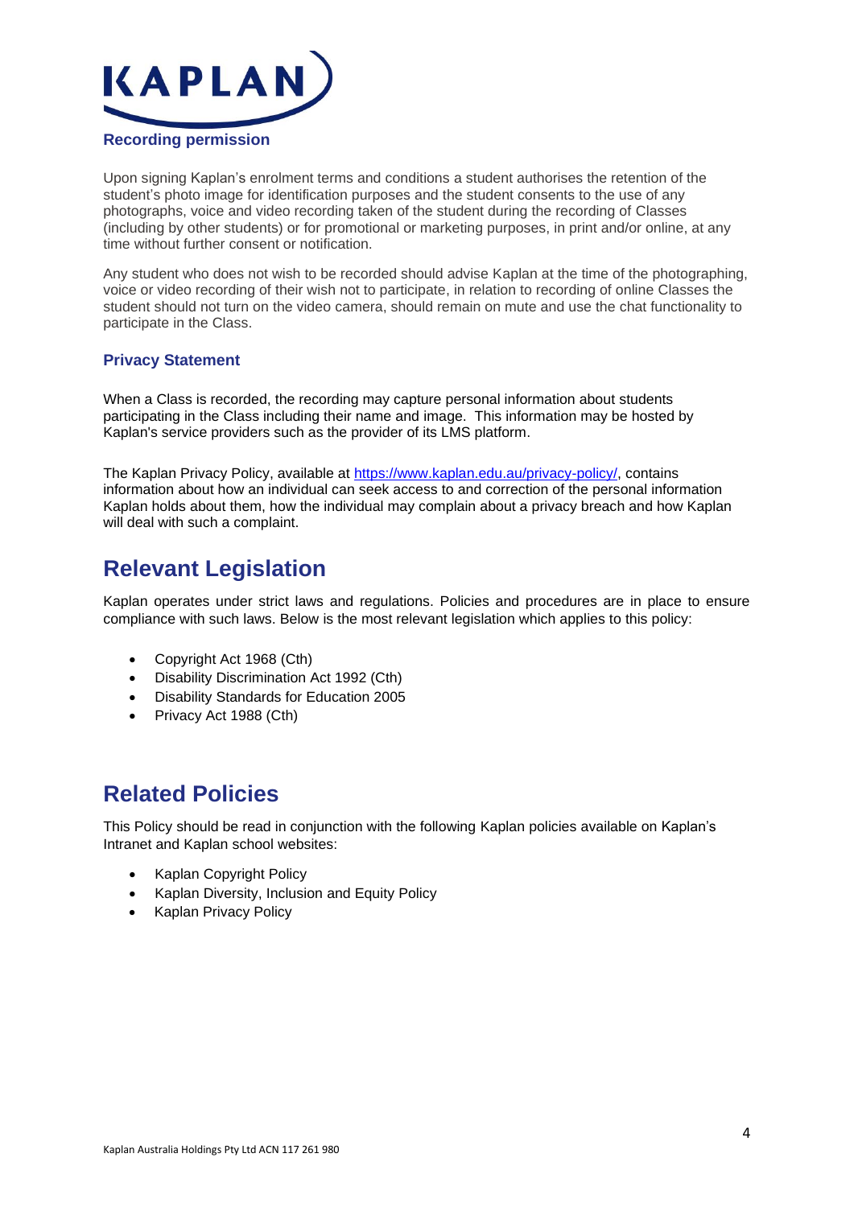### Recording permission

Upon signing Kaplan's enrolment terms and conditions a student authorises the retention of the student's photo image for identification purposes and the student consents to the use of any photographs, voice and video recording taken of the student during the recording of Classes (including by other students) or for promotional or marketing purposes, in print and/or online, at any time without further consent or notification.

Any student who does not wish to be recorded should advise Kaplan at the time of the photographing, voice or video recording of their wish not to participate, in relation to recording of online Classes the student should not turn on the video camera, should remain on mute and use the chat functionality to participate in the Class.

### Privacy Statement

When a Class is recorded, the recording may capture personal information about students participating in the Class including their name and image. This information may be hosted by Kaplan's service providers such as the provider of its LMS platform.

The Kaplan Privacy Policy, available at [https://www.kaplan.edu.au/privacy-policy/](https://www.kaplan.edu.au/privacy-policy/), contains information about how an individual can seek access to and correction of the personal information Kaplan holds about them, how the individual may complain about a privacy breach and how Kaplan will deal with such a complaint.

## Relevant Legislation

Kaplan operates under strict laws and regulations. Policies and procedures are in place to ensure compliance with such laws. Below is the most relevant legislation which applies to this policy:

- Copyright Act 1968 (Cth)
- Disability Discrimination Act 1992 (Cth)
- Disability Standards for Education 2005
- Privacy Act 1988 (Cth)

## Related Policies

This Policy should be read in conjunction with the following Kaplan policies available on Kaplan's Intranet and Kaplan school websites:

- Kaplan Copyright Policy
- Kaplan Diversity, Inclusion and Equity Policy
- Kaplan Privacy Policy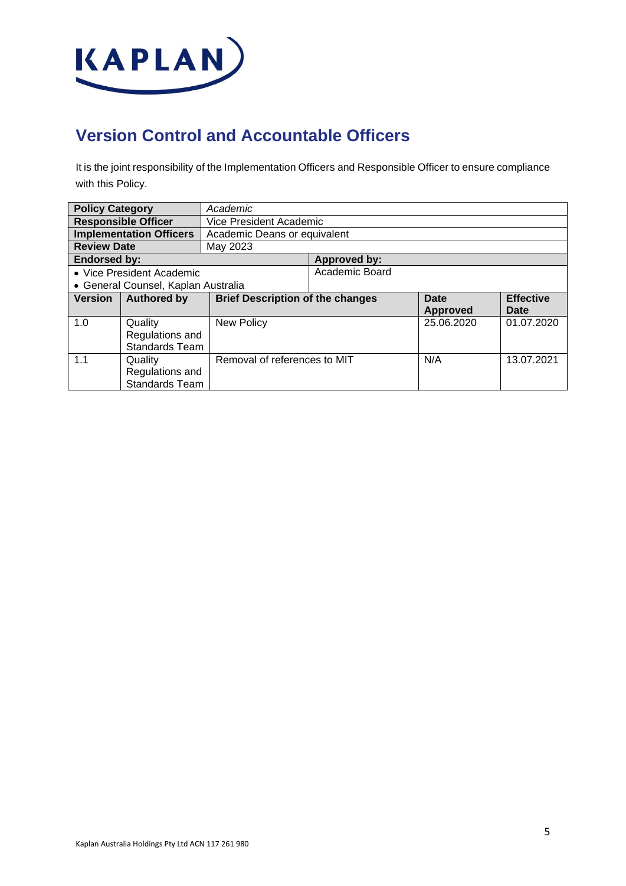## Version Control and Accountable Officers

It is the joint responsibility of the Implementation Officers and Responsible Officer to ensure compliance with this Policy.

| | | | | |
|---|---|---|---|---|
| **Policy Category** | *Academic* | | | |
| **Responsible Officer** | Vice President Academic | | | |
| **Implementation Officers** | Academic Deans or equivalent | | | |
| **Review Date** | May 2023 | | | |
| **Endorsed by:** | | **Approved by:** | | |
| • Vice President Academic<br>• General Counsel, Kaplan Australia | | Academic Board | | |
| **Version** | **Authored by** | **Brief Description of the changes** | **Date Approved** | **Effective Date** |
| 1.0 | Quality Regulations and Standards Team | New Policy | 25.06.2020 | 01.07.2020 |
| 1.1 | Quality Regulations and Standards Team | Removal of references to MIT | N/A | 13.07.2021 |

Kaplan Australia Holdings Pty Ltd ACN 117 261 980